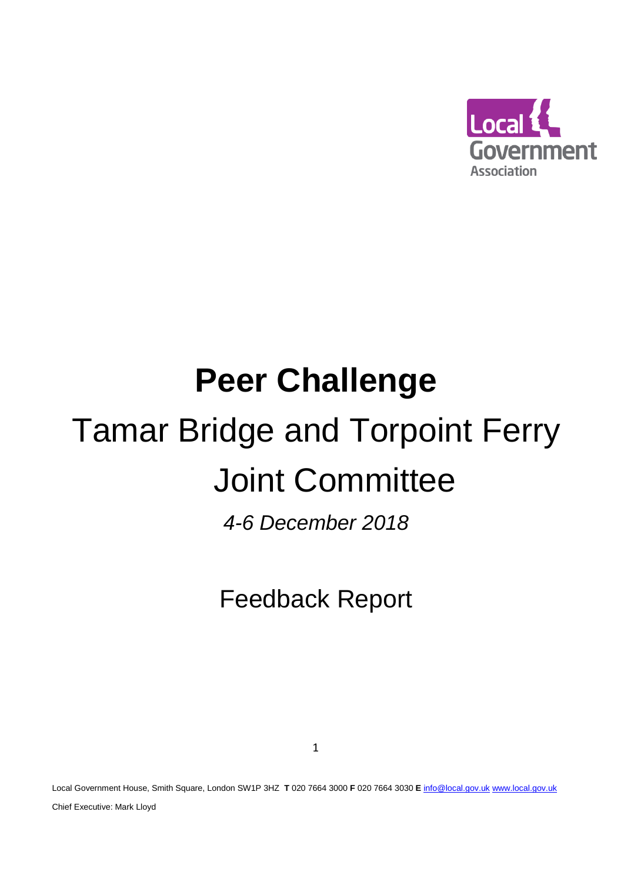Local Government Association

# Peer Challenge

## Tamar Bridge and Torpoint Ferry Joint Committee

*4-6 December 2018*

## Feedback Report

Local Government House, Smith Square, London SW1P 3HZ **T** 020 7664 3000 **F** 020 7664 3030 **E** info@local.gov.uk www.local.gov.uk

Chief Executive: Mark Lloyd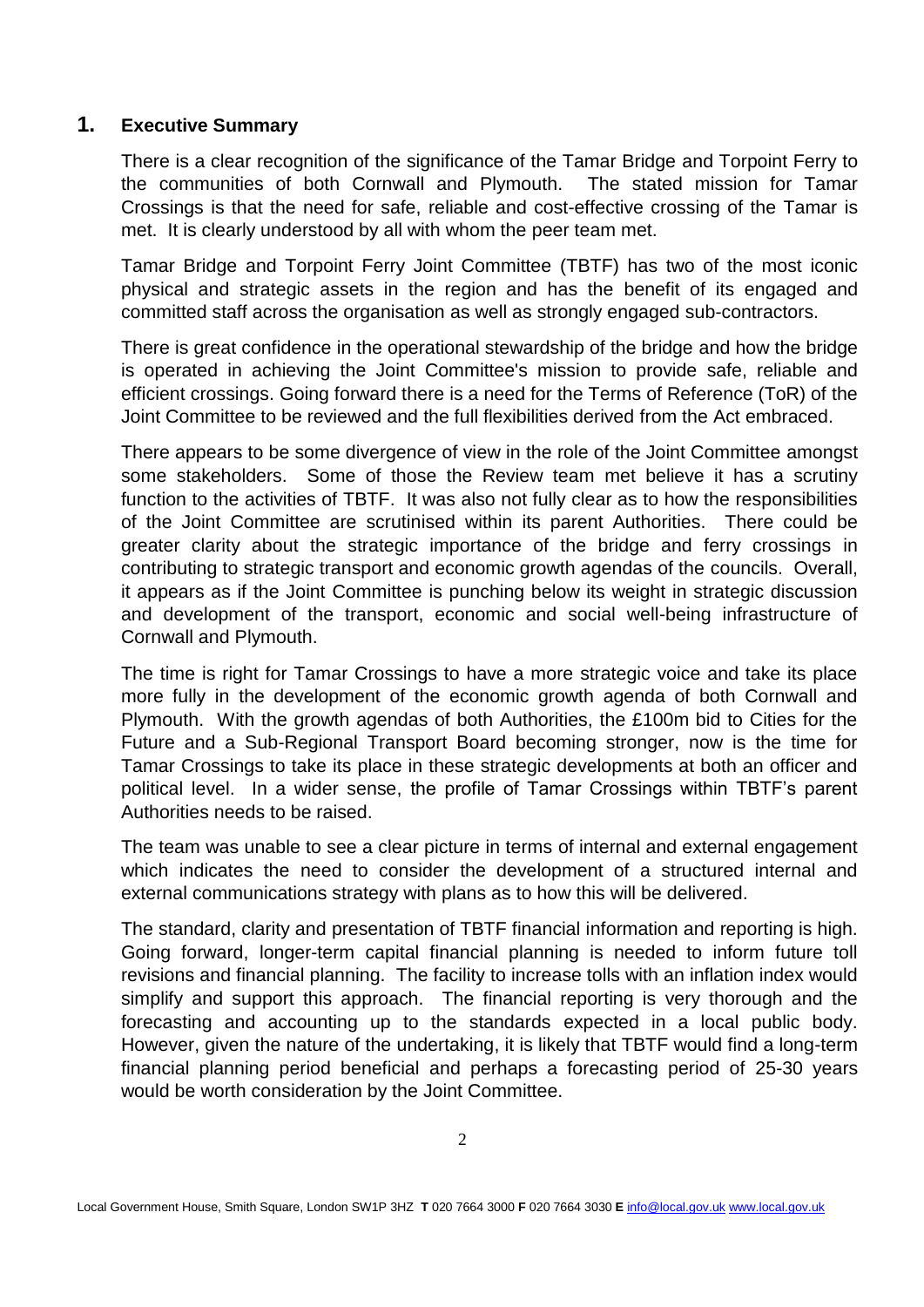# 1. Executive Summary

There is a clear recognition of the significance of the Tamar Bridge and Torpoint Ferry to the communities of both Cornwall and Plymouth. The stated mission for Tamar Crossings is that the need for safe, reliable and cost-effective crossing of the Tamar is met. It is clearly understood by all with whom the peer team met.

Tamar Bridge and Torpoint Ferry Joint Committee (TBTF) has two of the most iconic physical and strategic assets in the region and has the benefit of its engaged and committed staff across the organisation as well as strongly engaged sub-contractors.

There is great confidence in the operational stewardship of the bridge and how the bridge is operated in achieving the Joint Committee's mission to provide safe, reliable and efficient crossings. Going forward there is a need for the Terms of Reference (ToR) of the Joint Committee to be reviewed and the full flexibilities derived from the Act embraced.

There appears to be some divergence of view in the role of the Joint Committee amongst some stakeholders. Some of those the Review team met believe it has a scrutiny function to the activities of TBTF. It was also not fully clear as to how the responsibilities of the Joint Committee are scrutinised within its parent Authorities. There could be greater clarity about the strategic importance of the bridge and ferry crossings in contributing to strategic transport and economic growth agendas of the councils. Overall, it appears as if the Joint Committee is punching below its weight in strategic discussion and development of the transport, economic and social well-being infrastructure of Cornwall and Plymouth.

The time is right for Tamar Crossings to have a more strategic voice and take its place more fully in the development of the economic growth agenda of both Cornwall and Plymouth. With the growth agendas of both Authorities, the £100m bid to Cities for the Future and a Sub-Regional Transport Board becoming stronger, now is the time for Tamar Crossings to take its place in these strategic developments at both an officer and political level. In a wider sense, the profile of Tamar Crossings within TBTF's parent Authorities needs to be raised.

The team was unable to see a clear picture in terms of internal and external engagement which indicates the need to consider the development of a structured internal and external communications strategy with plans as to how this will be delivered.

The standard, clarity and presentation of TBTF financial information and reporting is high. Going forward, longer-term capital financial planning is needed to inform future toll revisions and financial planning. The facility to increase tolls with an inflation index would simplify and support this approach. The financial reporting is very thorough and the forecasting and accounting up to the standards expected in a local public body. However, given the nature of the undertaking, it is likely that TBTF would find a long-term financial planning period beneficial and perhaps a forecasting period of 25-30 years would be worth consideration by the Joint Committee.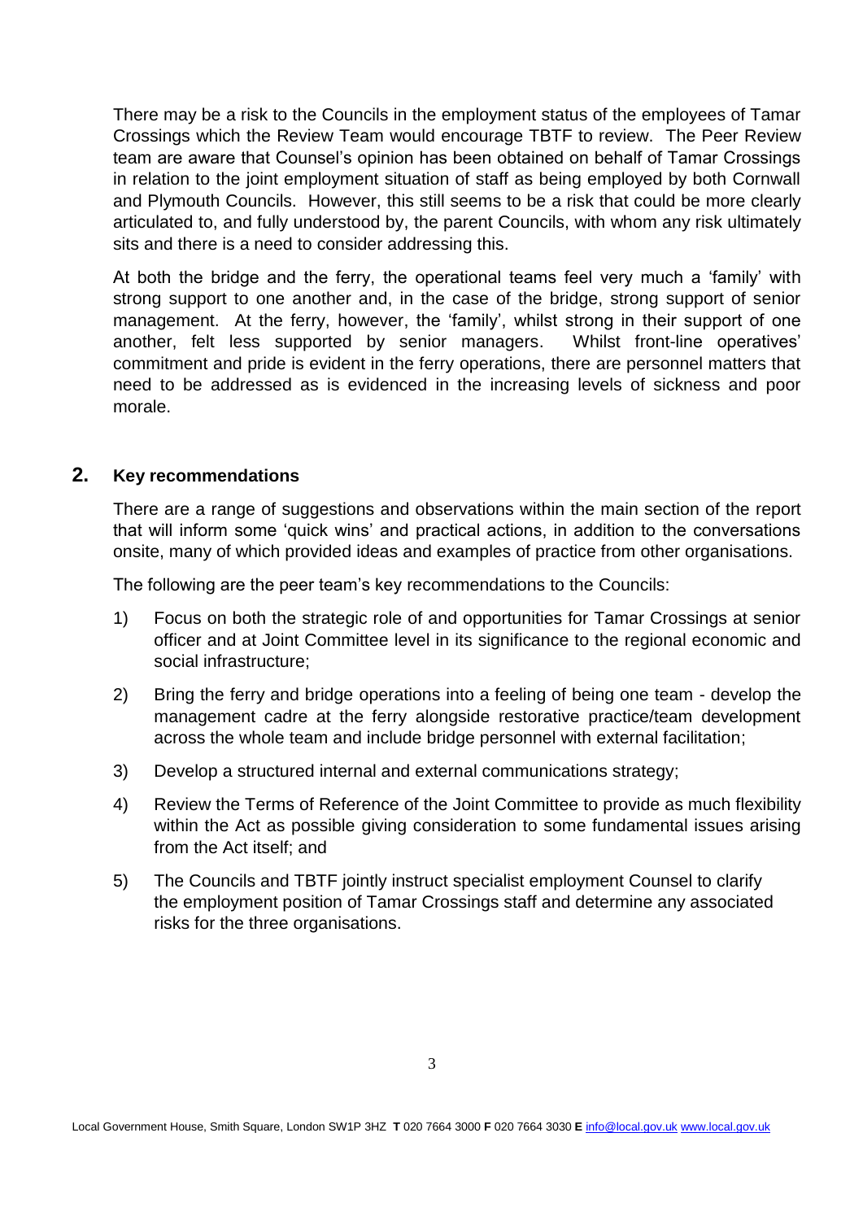There may be a risk to the Councils in the employment status of the employees of Tamar Crossings which the Review Team would encourage TBTF to review. The Peer Review team are aware that Counsel's opinion has been obtained on behalf of Tamar Crossings in relation to the joint employment situation of staff as being employed by both Cornwall and Plymouth Councils. However, this still seems to be a risk that could be more clearly articulated to, and fully understood by, the parent Councils, with whom any risk ultimately sits and there is a need to consider addressing this.

At both the bridge and the ferry, the operational teams feel very much a 'family' with strong support to one another and, in the case of the bridge, strong support of senior management. At the ferry, however, the 'family', whilst strong in their support of one another, felt less supported by senior managers. Whilst front-line operatives' commitment and pride is evident in the ferry operations, there are personnel matters that need to be addressed as is evidenced in the increasing levels of sickness and poor morale.

## 2. Key recommendations

There are a range of suggestions and observations within the main section of the report that will inform some 'quick wins' and practical actions, in addition to the conversations onsite, many of which provided ideas and examples of practice from other organisations.

The following are the peer team's key recommendations to the Councils:

1) Focus on both the strategic role of and opportunities for Tamar Crossings at senior officer and at Joint Committee level in its significance to the regional economic and social infrastructure;

2) Bring the ferry and bridge operations into a feeling of being one team - develop the management cadre at the ferry alongside restorative practice/team development across the whole team and include bridge personnel with external facilitation;

3) Develop a structured internal and external communications strategy;

4) Review the Terms of Reference of the Joint Committee to provide as much flexibility within the Act as possible giving consideration to some fundamental issues arising from the Act itself; and

5) The Councils and TBTF jointly instruct specialist employment Counsel to clarify the employment position of Tamar Crossings staff and determine any associated risks for the three organisations.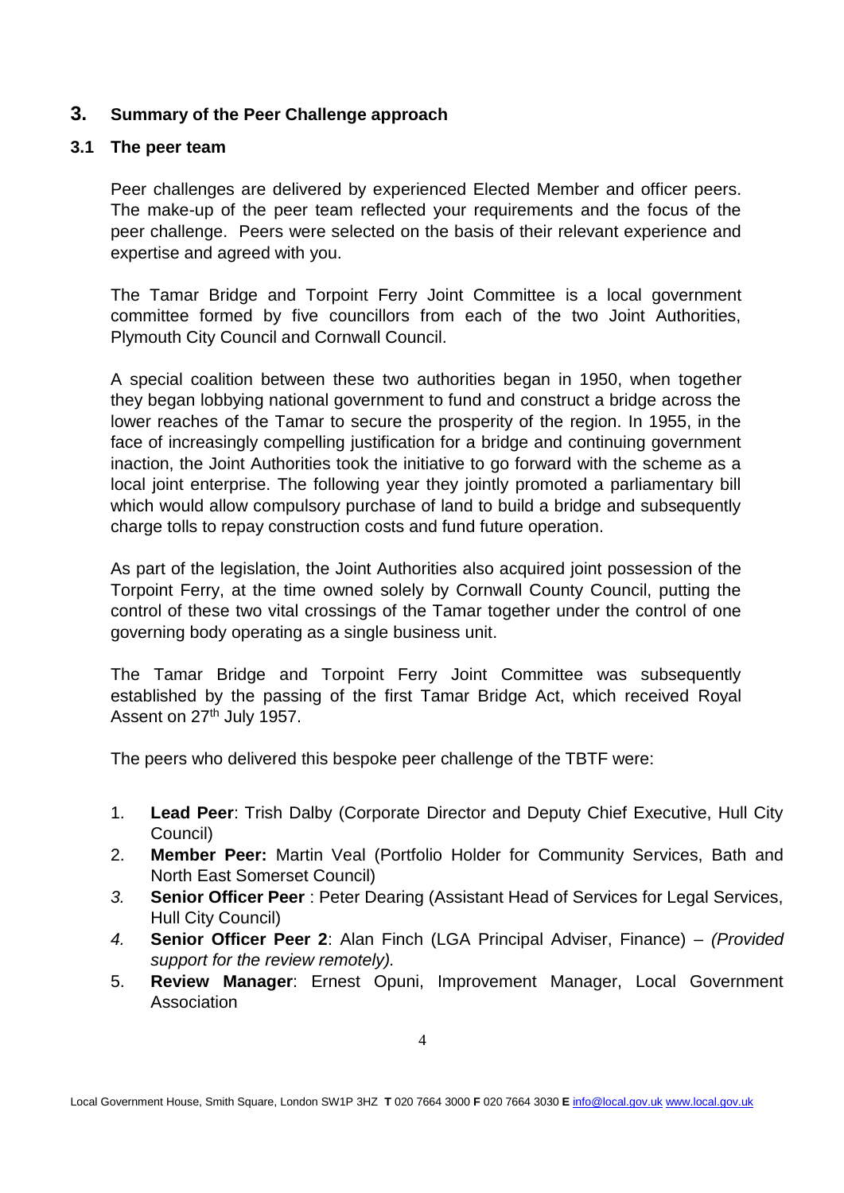## 3. Summary of the Peer Challenge approach

### 3.1 The peer team

Peer challenges are delivered by experienced Elected Member and officer peers. The make-up of the peer team reflected your requirements and the focus of the peer challenge. Peers were selected on the basis of their relevant experience and expertise and agreed with you.

The Tamar Bridge and Torpoint Ferry Joint Committee is a local government committee formed by five councillors from each of the two Joint Authorities, Plymouth City Council and Cornwall Council.

A special coalition between these two authorities began in 1950, when together they began lobbying national government to fund and construct a bridge across the lower reaches of the Tamar to secure the prosperity of the region. In 1955, in the face of increasingly compelling justification for a bridge and continuing government inaction, the Joint Authorities took the initiative to go forward with the scheme as a local joint enterprise. The following year they jointly promoted a parliamentary bill which would allow compulsory purchase of land to build a bridge and subsequently charge tolls to repay construction costs and fund future operation.

As part of the legislation, the Joint Authorities also acquired joint possession of the Torpoint Ferry, at the time owned solely by Cornwall County Council, putting the control of these two vital crossings of the Tamar together under the control of one governing body operating as a single business unit.

The Tamar Bridge and Torpoint Ferry Joint Committee was subsequently established by the passing of the first Tamar Bridge Act, which received Royal Assent on 27th July 1957.

The peers who delivered this bespoke peer challenge of the TBTF were:

1. **Lead Peer**: Trish Dalby (Corporate Director and Deputy Chief Executive, Hull City Council)
2. **Member Peer:** Martin Veal (Portfolio Holder for Community Services, Bath and North East Somerset Council)
3. **Senior Officer Peer** : Peter Dearing (Assistant Head of Services for Legal Services, Hull City Council)
4. **Senior Officer Peer 2**: Alan Finch (LGA Principal Adviser, Finance) – *(Provided support for the review remotely).*
5. **Review Manager**: Ernest Opuni, Improvement Manager, Local Government Association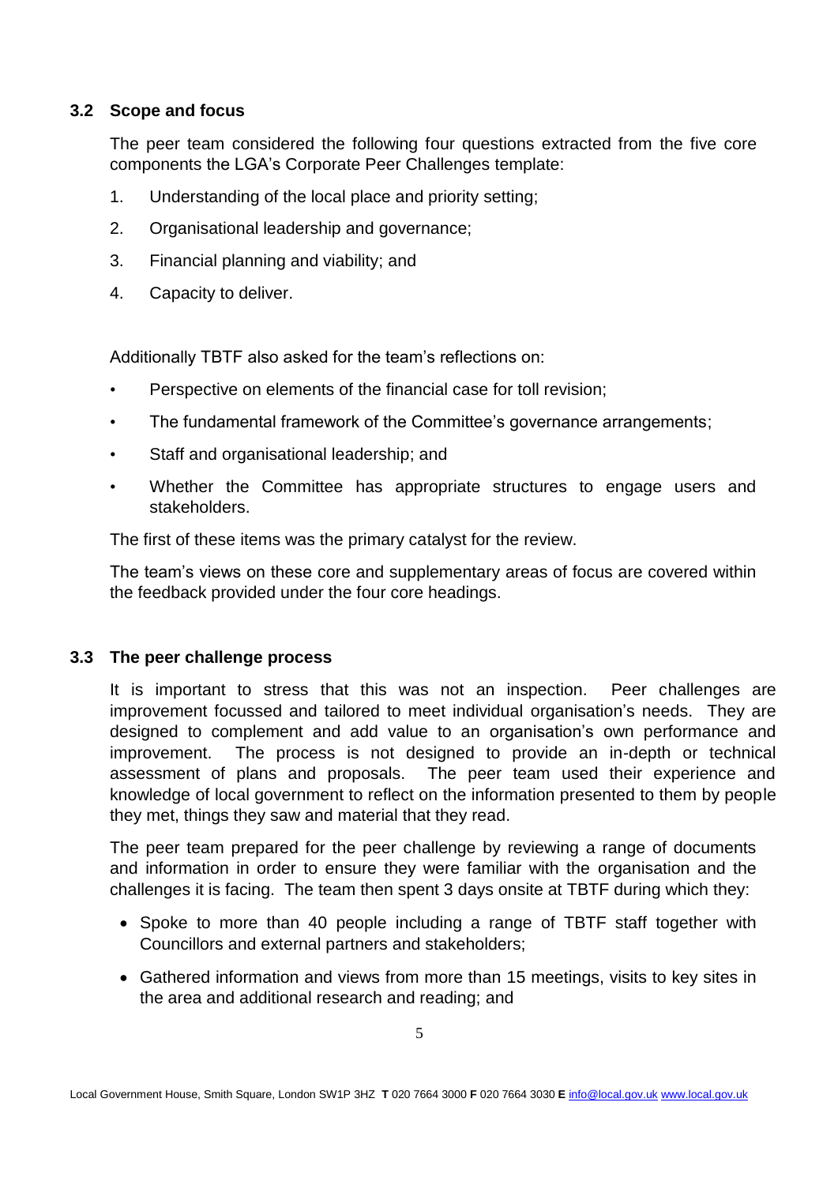### 3.2 Scope and focus

The peer team considered the following four questions extracted from the five core components the LGA's Corporate Peer Challenges template:

1. Understanding of the local place and priority setting;
2. Organisational leadership and governance;
3. Financial planning and viability; and
4. Capacity to deliver.

Additionally TBTF also asked for the team's reflections on:

- Perspective on elements of the financial case for toll revision;
- The fundamental framework of the Committee's governance arrangements;
- Staff and organisational leadership; and
- Whether the Committee has appropriate structures to engage users and stakeholders.

The first of these items was the primary catalyst for the review.

The team's views on these core and supplementary areas of focus are covered within the feedback provided under the four core headings.

### 3.3 The peer challenge process

It is important to stress that this was not an inspection. Peer challenges are improvement focussed and tailored to meet individual organisation's needs. They are designed to complement and add value to an organisation's own performance and improvement. The process is not designed to provide an in-depth or technical assessment of plans and proposals. The peer team used their experience and knowledge of local government to reflect on the information presented to them by people they met, things they saw and material that they read.

The peer team prepared for the peer challenge by reviewing a range of documents and information in order to ensure they were familiar with the organisation and the challenges it is facing. The team then spent 3 days onsite at TBTF during which they:

- Spoke to more than 40 people including a range of TBTF staff together with Councillors and external partners and stakeholders;
- Gathered information and views from more than 15 meetings, visits to key sites in the area and additional research and reading; and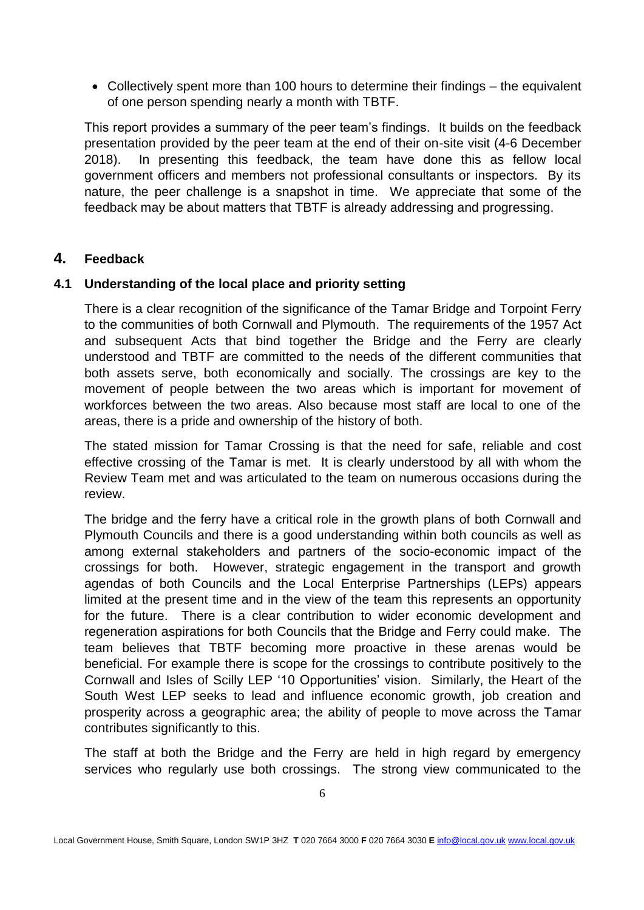- Collectively spent more than 100 hours to determine their findings – the equivalent of one person spending nearly a month with TBTF.

This report provides a summary of the peer team's findings. It builds on the feedback presentation provided by the peer team at the end of their on-site visit (4-6 December 2018). In presenting this feedback, the team have done this as fellow local government officers and members not professional consultants or inspectors. By its nature, the peer challenge is a snapshot in time. We appreciate that some of the feedback may be about matters that TBTF is already addressing and progressing.

## 4. Feedback

### 4.1 Understanding of the local place and priority setting

There is a clear recognition of the significance of the Tamar Bridge and Torpoint Ferry to the communities of both Cornwall and Plymouth. The requirements of the 1957 Act and subsequent Acts that bind together the Bridge and the Ferry are clearly understood and TBTF are committed to the needs of the different communities that both assets serve, both economically and socially. The crossings are key to the movement of people between the two areas which is important for movement of workforces between the two areas. Also because most staff are local to one of the areas, there is a pride and ownership of the history of both.

The stated mission for Tamar Crossing is that the need for safe, reliable and cost effective crossing of the Tamar is met. It is clearly understood by all with whom the Review Team met and was articulated to the team on numerous occasions during the review.

The bridge and the ferry have a critical role in the growth plans of both Cornwall and Plymouth Councils and there is a good understanding within both councils as well as among external stakeholders and partners of the socio-economic impact of the crossings for both. However, strategic engagement in the transport and growth agendas of both Councils and the Local Enterprise Partnerships (LEPs) appears limited at the present time and in the view of the team this represents an opportunity for the future. There is a clear contribution to wider economic development and regeneration aspirations for both Councils that the Bridge and Ferry could make. The team believes that TBTF becoming more proactive in these arenas would be beneficial. For example there is scope for the crossings to contribute positively to the Cornwall and Isles of Scilly LEP '10 Opportunities' vision. Similarly, the Heart of the South West LEP seeks to lead and influence economic growth, job creation and prosperity across a geographic area; the ability of people to move across the Tamar contributes significantly to this.

The staff at both the Bridge and the Ferry are held in high regard by emergency services who regularly use both crossings. The strong view communicated to the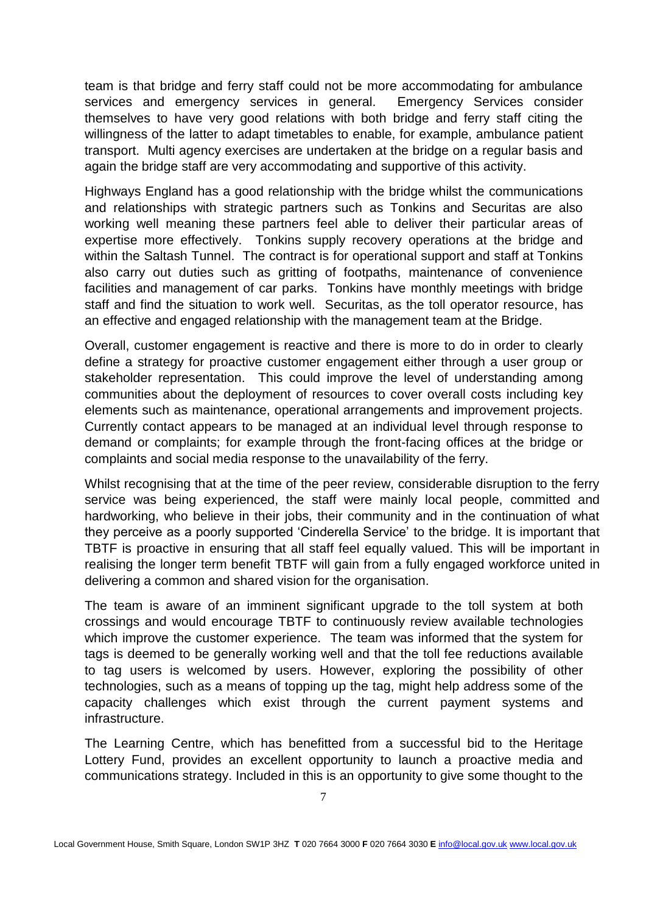team is that bridge and ferry staff could not be more accommodating for ambulance services and emergency services in general. Emergency Services consider themselves to have very good relations with both bridge and ferry staff citing the willingness of the latter to adapt timetables to enable, for example, ambulance patient transport. Multi agency exercises are undertaken at the bridge on a regular basis and again the bridge staff are very accommodating and supportive of this activity.

Highways England has a good relationship with the bridge whilst the communications and relationships with strategic partners such as Tonkins and Securitas are also working well meaning these partners feel able to deliver their particular areas of expertise more effectively. Tonkins supply recovery operations at the bridge and within the Saltash Tunnel. The contract is for operational support and staff at Tonkins also carry out duties such as gritting of footpaths, maintenance of convenience facilities and management of car parks. Tonkins have monthly meetings with bridge staff and find the situation to work well. Securitas, as the toll operator resource, has an effective and engaged relationship with the management team at the Bridge.

Overall, customer engagement is reactive and there is more to do in order to clearly define a strategy for proactive customer engagement either through a user group or stakeholder representation. This could improve the level of understanding among communities about the deployment of resources to cover overall costs including key elements such as maintenance, operational arrangements and improvement projects. Currently contact appears to be managed at an individual level through response to demand or complaints; for example through the front-facing offices at the bridge or complaints and social media response to the unavailability of the ferry.

Whilst recognising that at the time of the peer review, considerable disruption to the ferry service was being experienced, the staff were mainly local people, committed and hardworking, who believe in their jobs, their community and in the continuation of what they perceive as a poorly supported 'Cinderella Service' to the bridge. It is important that TBTF is proactive in ensuring that all staff feel equally valued. This will be important in realising the longer term benefit TBTF will gain from a fully engaged workforce united in delivering a common and shared vision for the organisation.

The team is aware of an imminent significant upgrade to the toll system at both crossings and would encourage TBTF to continuously review available technologies which improve the customer experience. The team was informed that the system for tags is deemed to be generally working well and that the toll fee reductions available to tag users is welcomed by users. However, exploring the possibility of other technologies, such as a means of topping up the tag, might help address some of the capacity challenges which exist through the current payment systems and infrastructure.

The Learning Centre, which has benefitted from a successful bid to the Heritage Lottery Fund, provides an excellent opportunity to launch a proactive media and communications strategy. Included in this is an opportunity to give some thought to the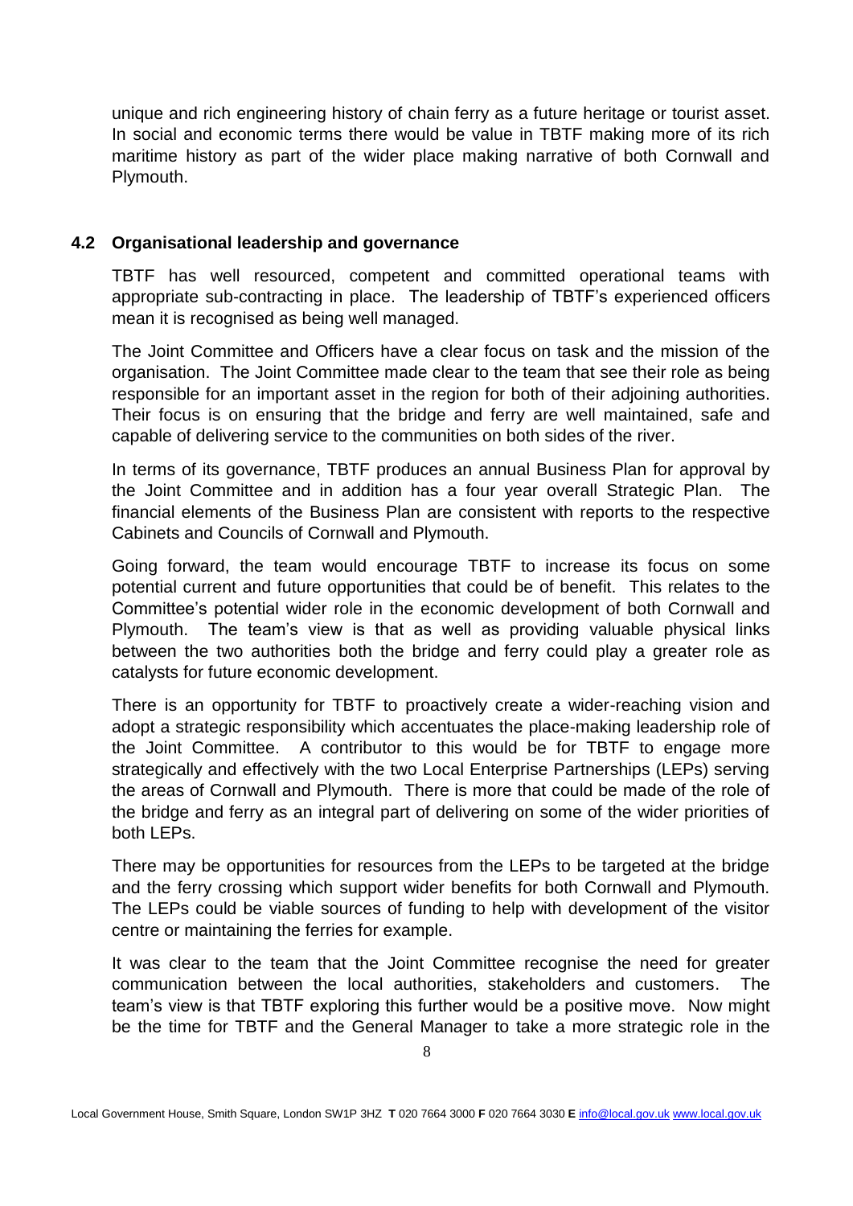unique and rich engineering history of chain ferry as a future heritage or tourist asset. In social and economic terms there would be value in TBTF making more of its rich maritime history as part of the wider place making narrative of both Cornwall and Plymouth.

### 4.2 Organisational leadership and governance

TBTF has well resourced, competent and committed operational teams with appropriate sub-contracting in place. The leadership of TBTF's experienced officers mean it is recognised as being well managed.

The Joint Committee and Officers have a clear focus on task and the mission of the organisation. The Joint Committee made clear to the team that see their role as being responsible for an important asset in the region for both of their adjoining authorities. Their focus is on ensuring that the bridge and ferry are well maintained, safe and capable of delivering service to the communities on both sides of the river.

In terms of its governance, TBTF produces an annual Business Plan for approval by the Joint Committee and in addition has a four year overall Strategic Plan. The financial elements of the Business Plan are consistent with reports to the respective Cabinets and Councils of Cornwall and Plymouth.

Going forward, the team would encourage TBTF to increase its focus on some potential current and future opportunities that could be of benefit. This relates to the Committee's potential wider role in the economic development of both Cornwall and Plymouth. The team's view is that as well as providing valuable physical links between the two authorities both the bridge and ferry could play a greater role as catalysts for future economic development.

There is an opportunity for TBTF to proactively create a wider-reaching vision and adopt a strategic responsibility which accentuates the place-making leadership role of the Joint Committee. A contributor to this would be for TBTF to engage more strategically and effectively with the two Local Enterprise Partnerships (LEPs) serving the areas of Cornwall and Plymouth. There is more that could be made of the role of the bridge and ferry as an integral part of delivering on some of the wider priorities of both LEPs.

There may be opportunities for resources from the LEPs to be targeted at the bridge and the ferry crossing which support wider benefits for both Cornwall and Plymouth. The LEPs could be viable sources of funding to help with development of the visitor centre or maintaining the ferries for example.

It was clear to the team that the Joint Committee recognise the need for greater communication between the local authorities, stakeholders and customers. The team's view is that TBTF exploring this further would be a positive move. Now might be the time for TBTF and the General Manager to take a more strategic role in the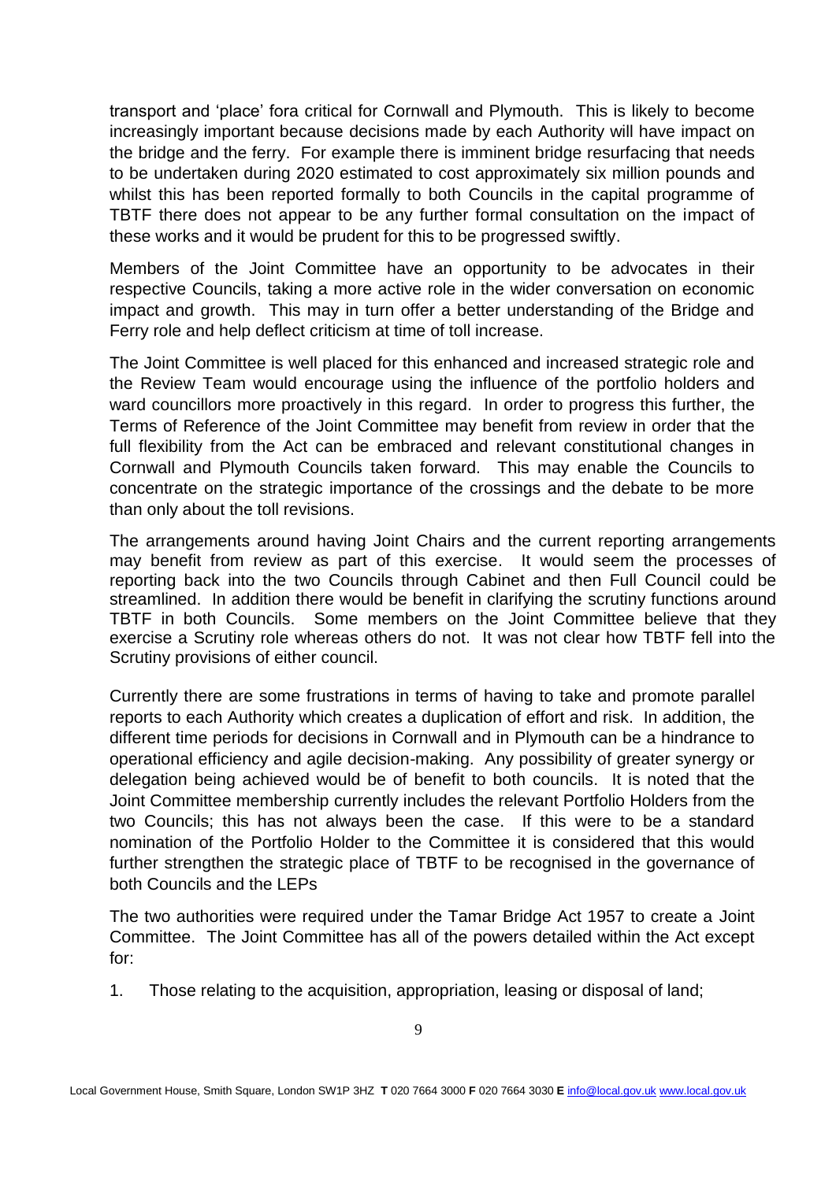transport and 'place' fora critical for Cornwall and Plymouth. This is likely to become increasingly important because decisions made by each Authority will have impact on the bridge and the ferry. For example there is imminent bridge resurfacing that needs to be undertaken during 2020 estimated to cost approximately six million pounds and whilst this has been reported formally to both Councils in the capital programme of TBTF there does not appear to be any further formal consultation on the impact of these works and it would be prudent for this to be progressed swiftly.

Members of the Joint Committee have an opportunity to be advocates in their respective Councils, taking a more active role in the wider conversation on economic impact and growth. This may in turn offer a better understanding of the Bridge and Ferry role and help deflect criticism at time of toll increase.

The Joint Committee is well placed for this enhanced and increased strategic role and the Review Team would encourage using the influence of the portfolio holders and ward councillors more proactively in this regard. In order to progress this further, the Terms of Reference of the Joint Committee may benefit from review in order that the full flexibility from the Act can be embraced and relevant constitutional changes in Cornwall and Plymouth Councils taken forward. This may enable the Councils to concentrate on the strategic importance of the crossings and the debate to be more than only about the toll revisions.

The arrangements around having Joint Chairs and the current reporting arrangements may benefit from review as part of this exercise. It would seem the processes of reporting back into the two Councils through Cabinet and then Full Council could be streamlined. In addition there would be benefit in clarifying the scrutiny functions around TBTF in both Councils. Some members on the Joint Committee believe that they exercise a Scrutiny role whereas others do not. It was not clear how TBTF fell into the Scrutiny provisions of either council.

Currently there are some frustrations in terms of having to take and promote parallel reports to each Authority which creates a duplication of effort and risk. In addition, the different time periods for decisions in Cornwall and in Plymouth can be a hindrance to operational efficiency and agile decision-making. Any possibility of greater synergy or delegation being achieved would be of benefit to both councils. It is noted that the Joint Committee membership currently includes the relevant Portfolio Holders from the two Councils; this has not always been the case. If this were to be a standard nomination of the Portfolio Holder to the Committee it is considered that this would further strengthen the strategic place of TBTF to be recognised in the governance of both Councils and the LEPs

The two authorities were required under the Tamar Bridge Act 1957 to create a Joint Committee. The Joint Committee has all of the powers detailed within the Act except for:

1. Those relating to the acquisition, appropriation, leasing or disposal of land;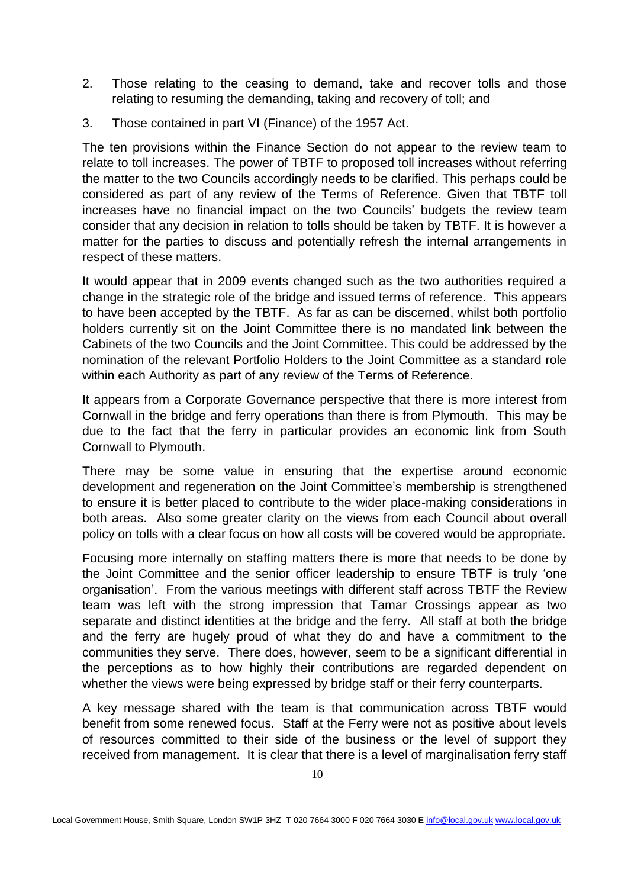2. Those relating to the ceasing to demand, take and recover tolls and those relating to resuming the demanding, taking and recovery of toll; and
3. Those contained in part VI (Finance) of the 1957 Act.

The ten provisions within the Finance Section do not appear to the review team to relate to toll increases. The power of TBTF to proposed toll increases without referring the matter to the two Councils accordingly needs to be clarified. This perhaps could be considered as part of any review of the Terms of Reference. Given that TBTF toll increases have no financial impact on the two Councils' budgets the review team consider that any decision in relation to tolls should be taken by TBTF. It is however a matter for the parties to discuss and potentially refresh the internal arrangements in respect of these matters.

It would appear that in 2009 events changed such as the two authorities required a change in the strategic role of the bridge and issued terms of reference. This appears to have been accepted by the TBTF. As far as can be discerned, whilst both portfolio holders currently sit on the Joint Committee there is no mandated link between the Cabinets of the two Councils and the Joint Committee. This could be addressed by the nomination of the relevant Portfolio Holders to the Joint Committee as a standard role within each Authority as part of any review of the Terms of Reference.

It appears from a Corporate Governance perspective that there is more interest from Cornwall in the bridge and ferry operations than there is from Plymouth. This may be due to the fact that the ferry in particular provides an economic link from South Cornwall to Plymouth.

There may be some value in ensuring that the expertise around economic development and regeneration on the Joint Committee's membership is strengthened to ensure it is better placed to contribute to the wider place-making considerations in both areas. Also some greater clarity on the views from each Council about overall policy on tolls with a clear focus on how all costs will be covered would be appropriate.

Focusing more internally on staffing matters there is more that needs to be done by the Joint Committee and the senior officer leadership to ensure TBTF is truly 'one organisation'. From the various meetings with different staff across TBTF the Review team was left with the strong impression that Tamar Crossings appear as two separate and distinct identities at the bridge and the ferry. All staff at both the bridge and the ferry are hugely proud of what they do and have a commitment to the communities they serve. There does, however, seem to be a significant differential in the perceptions as to how highly their contributions are regarded dependent on whether the views were being expressed by bridge staff or their ferry counterparts.

A key message shared with the team is that communication across TBTF would benefit from some renewed focus. Staff at the Ferry were not as positive about levels of resources committed to their side of the business or the level of support they received from management. It is clear that there is a level of marginalisation ferry staff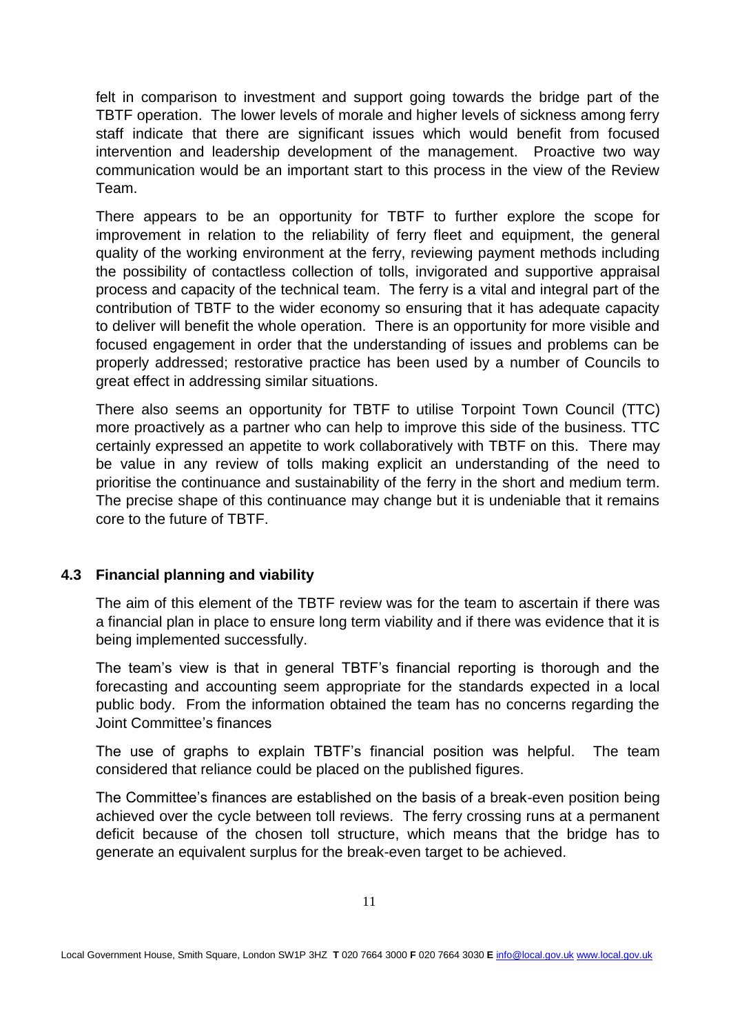felt in comparison to investment and support going towards the bridge part of the TBTF operation. The lower levels of morale and higher levels of sickness among ferry staff indicate that there are significant issues which would benefit from focused intervention and leadership development of the management. Proactive two way communication would be an important start to this process in the view of the Review Team.

There appears to be an opportunity for TBTF to further explore the scope for improvement in relation to the reliability of ferry fleet and equipment, the general quality of the working environment at the ferry, reviewing payment methods including the possibility of contactless collection of tolls, invigorated and supportive appraisal process and capacity of the technical team. The ferry is a vital and integral part of the contribution of TBTF to the wider economy so ensuring that it has adequate capacity to deliver will benefit the whole operation. There is an opportunity for more visible and focused engagement in order that the understanding of issues and problems can be properly addressed; restorative practice has been used by a number of Councils to great effect in addressing similar situations.

There also seems an opportunity for TBTF to utilise Torpoint Town Council (TTC) more proactively as a partner who can help to improve this side of the business. TTC certainly expressed an appetite to work collaboratively with TBTF on this. There may be value in any review of tolls making explicit an understanding of the need to prioritise the continuance and sustainability of the ferry in the short and medium term. The precise shape of this continuance may change but it is undeniable that it remains core to the future of TBTF.

### 4.3 Financial planning and viability

The aim of this element of the TBTF review was for the team to ascertain if there was a financial plan in place to ensure long term viability and if there was evidence that it is being implemented successfully.

The team's view is that in general TBTF's financial reporting is thorough and the forecasting and accounting seem appropriate for the standards expected in a local public body. From the information obtained the team has no concerns regarding the Joint Committee's finances

The use of graphs to explain TBTF's financial position was helpful. The team considered that reliance could be placed on the published figures.

The Committee's finances are established on the basis of a break-even position being achieved over the cycle between toll reviews. The ferry crossing runs at a permanent deficit because of the chosen toll structure, which means that the bridge has to generate an equivalent surplus for the break-even target to be achieved.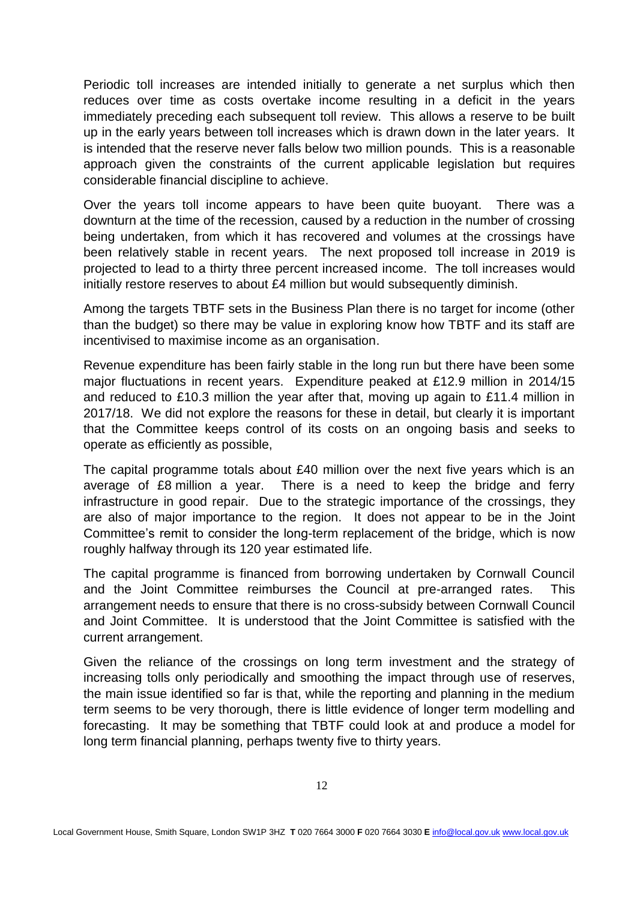Periodic toll increases are intended initially to generate a net surplus which then reduces over time as costs overtake income resulting in a deficit in the years immediately preceding each subsequent toll review. This allows a reserve to be built up in the early years between toll increases which is drawn down in the later years. It is intended that the reserve never falls below two million pounds. This is a reasonable approach given the constraints of the current applicable legislation but requires considerable financial discipline to achieve.

Over the years toll income appears to have been quite buoyant. There was a downturn at the time of the recession, caused by a reduction in the number of crossing being undertaken, from which it has recovered and volumes at the crossings have been relatively stable in recent years. The next proposed toll increase in 2019 is projected to lead to a thirty three percent increased income. The toll increases would initially restore reserves to about £4 million but would subsequently diminish.

Among the targets TBTF sets in the Business Plan there is no target for income (other than the budget) so there may be value in exploring know how TBTF and its staff are incentivised to maximise income as an organisation.

Revenue expenditure has been fairly stable in the long run but there have been some major fluctuations in recent years. Expenditure peaked at £12.9 million in 2014/15 and reduced to £10.3 million the year after that, moving up again to £11.4 million in 2017/18. We did not explore the reasons for these in detail, but clearly it is important that the Committee keeps control of its costs on an ongoing basis and seeks to operate as efficiently as possible,

The capital programme totals about £40 million over the next five years which is an average of £8 million a year. There is a need to keep the bridge and ferry infrastructure in good repair. Due to the strategic importance of the crossings, they are also of major importance to the region. It does not appear to be in the Joint Committee's remit to consider the long-term replacement of the bridge, which is now roughly halfway through its 120 year estimated life.

The capital programme is financed from borrowing undertaken by Cornwall Council and the Joint Committee reimburses the Council at pre-arranged rates. This arrangement needs to ensure that there is no cross-subsidy between Cornwall Council and Joint Committee. It is understood that the Joint Committee is satisfied with the current arrangement.

Given the reliance of the crossings on long term investment and the strategy of increasing tolls only periodically and smoothing the impact through use of reserves, the main issue identified so far is that, while the reporting and planning in the medium term seems to be very thorough, there is little evidence of longer term modelling and forecasting. It may be something that TBTF could look at and produce a model for long term financial planning, perhaps twenty five to thirty years.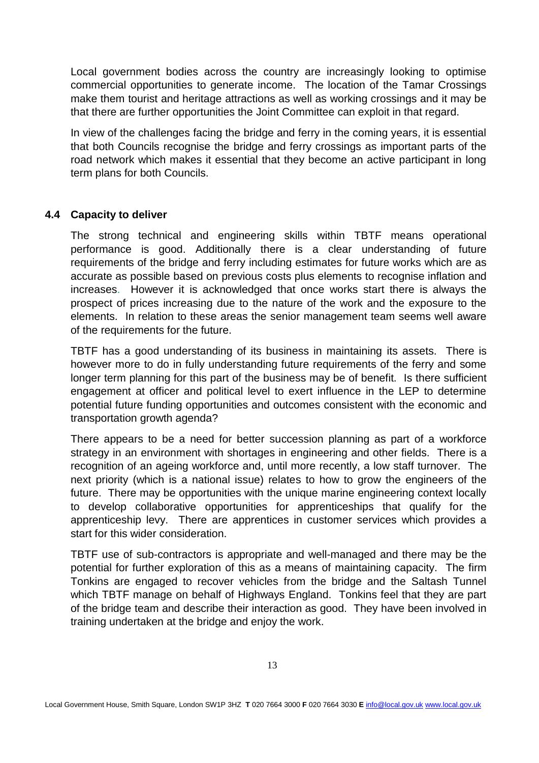Local government bodies across the country are increasingly looking to optimise commercial opportunities to generate income. The location of the Tamar Crossings make them tourist and heritage attractions as well as working crossings and it may be that there are further opportunities the Joint Committee can exploit in that regard.

In view of the challenges facing the bridge and ferry in the coming years, it is essential that both Councils recognise the bridge and ferry crossings as important parts of the road network which makes it essential that they become an active participant in long term plans for both Councils.

### 4.4 Capacity to deliver

The strong technical and engineering skills within TBTF means operational performance is good. Additionally there is a clear understanding of future requirements of the bridge and ferry including estimates for future works which are as accurate as possible based on previous costs plus elements to recognise inflation and increases. However it is acknowledged that once works start there is always the prospect of prices increasing due to the nature of the work and the exposure to the elements. In relation to these areas the senior management team seems well aware of the requirements for the future.

TBTF has a good understanding of its business in maintaining its assets. There is however more to do in fully understanding future requirements of the ferry and some longer term planning for this part of the business may be of benefit. Is there sufficient engagement at officer and political level to exert influence in the LEP to determine potential future funding opportunities and outcomes consistent with the economic and transportation growth agenda?

There appears to be a need for better succession planning as part of a workforce strategy in an environment with shortages in engineering and other fields. There is a recognition of an ageing workforce and, until more recently, a low staff turnover. The next priority (which is a national issue) relates to how to grow the engineers of the future. There may be opportunities with the unique marine engineering context locally to develop collaborative opportunities for apprenticeships that qualify for the apprenticeship levy. There are apprentices in customer services which provides a start for this wider consideration.

TBTF use of sub-contractors is appropriate and well-managed and there may be the potential for further exploration of this as a means of maintaining capacity. The firm Tonkins are engaged to recover vehicles from the bridge and the Saltash Tunnel which TBTF manage on behalf of Highways England. Tonkins feel that they are part of the bridge team and describe their interaction as good. They have been involved in training undertaken at the bridge and enjoy the work.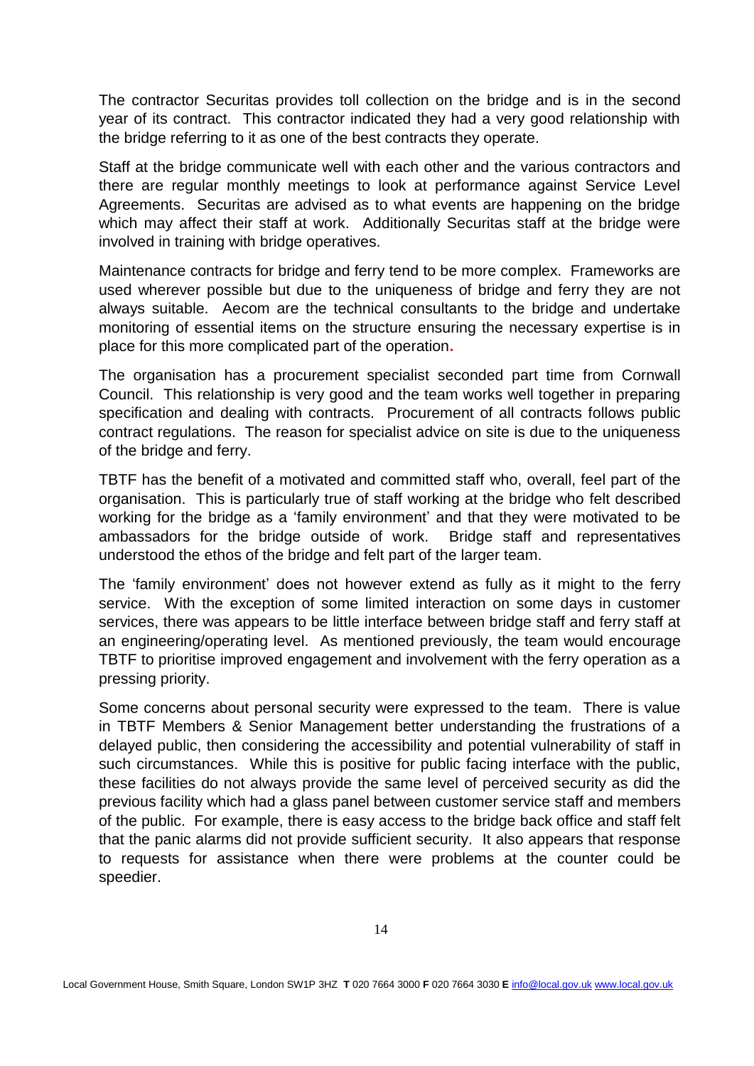The contractor Securitas provides toll collection on the bridge and is in the second year of its contract. This contractor indicated they had a very good relationship with the bridge referring to it as one of the best contracts they operate.

Staff at the bridge communicate well with each other and the various contractors and there are regular monthly meetings to look at performance against Service Level Agreements. Securitas are advised as to what events are happening on the bridge which may affect their staff at work. Additionally Securitas staff at the bridge were involved in training with bridge operatives.

Maintenance contracts for bridge and ferry tend to be more complex. Frameworks are used wherever possible but due to the uniqueness of bridge and ferry they are not always suitable. Aecom are the technical consultants to the bridge and undertake monitoring of essential items on the structure ensuring the necessary expertise is in place for this more complicated part of the operation.

The organisation has a procurement specialist seconded part time from Cornwall Council. This relationship is very good and the team works well together in preparing specification and dealing with contracts. Procurement of all contracts follows public contract regulations. The reason for specialist advice on site is due to the uniqueness of the bridge and ferry.

TBTF has the benefit of a motivated and committed staff who, overall, feel part of the organisation. This is particularly true of staff working at the bridge who felt described working for the bridge as a 'family environment' and that they were motivated to be ambassadors for the bridge outside of work. Bridge staff and representatives understood the ethos of the bridge and felt part of the larger team.

The 'family environment' does not however extend as fully as it might to the ferry service. With the exception of some limited interaction on some days in customer services, there was appears to be little interface between bridge staff and ferry staff at an engineering/operating level. As mentioned previously, the team would encourage TBTF to prioritise improved engagement and involvement with the ferry operation as a pressing priority.

Some concerns about personal security were expressed to the team. There is value in TBTF Members & Senior Management better understanding the frustrations of a delayed public, then considering the accessibility and potential vulnerability of staff in such circumstances. While this is positive for public facing interface with the public, these facilities do not always provide the same level of perceived security as did the previous facility which had a glass panel between customer service staff and members of the public. For example, there is easy access to the bridge back office and staff felt that the panic alarms did not provide sufficient security. It also appears that response to requests for assistance when there were problems at the counter could be speedier.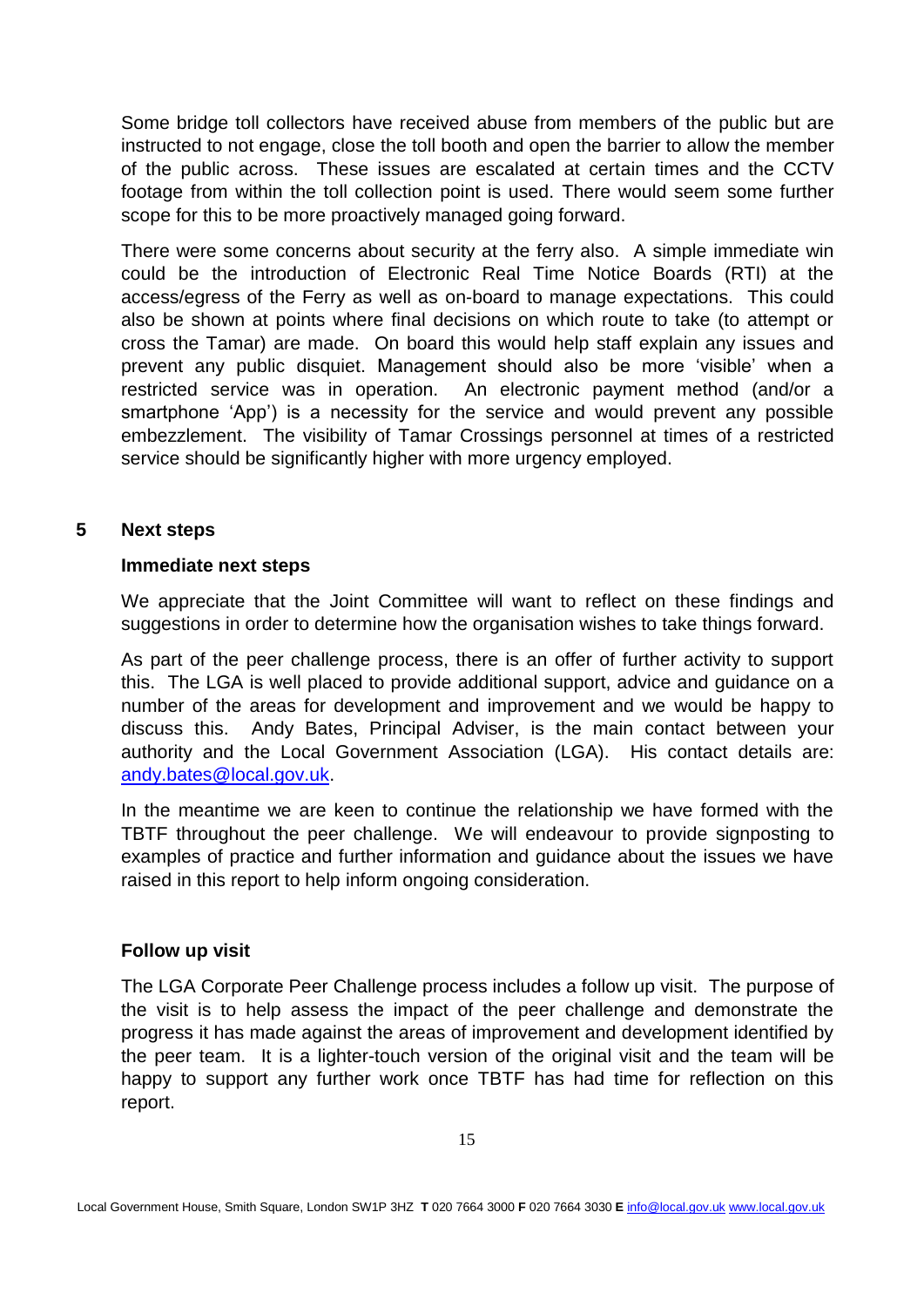Some bridge toll collectors have received abuse from members of the public but are instructed to not engage, close the toll booth and open the barrier to allow the member of the public across. These issues are escalated at certain times and the CCTV footage from within the toll collection point is used. There would seem some further scope for this to be more proactively managed going forward.

There were some concerns about security at the ferry also. A simple immediate win could be the introduction of Electronic Real Time Notice Boards (RTI) at the access/egress of the Ferry as well as on-board to manage expectations. This could also be shown at points where final decisions on which route to take (to attempt or cross the Tamar) are made. On board this would help staff explain any issues and prevent any public disquiet. Management should also be more 'visible' when a restricted service was in operation. An electronic payment method (and/or a smartphone 'App') is a necessity for the service and would prevent any possible embezzlement. The visibility of Tamar Crossings personnel at times of a restricted service should be significantly higher with more urgency employed.

## 5 Next steps

### Immediate next steps

We appreciate that the Joint Committee will want to reflect on these findings and suggestions in order to determine how the organisation wishes to take things forward.

As part of the peer challenge process, there is an offer of further activity to support this. The LGA is well placed to provide additional support, advice and guidance on a number of the areas for development and improvement and we would be happy to discuss this. Andy Bates, Principal Adviser, is the main contact between your authority and the Local Government Association (LGA). His contact details are: andy.bates@local.gov.uk.

In the meantime we are keen to continue the relationship we have formed with the TBTF throughout the peer challenge. We will endeavour to provide signposting to examples of practice and further information and guidance about the issues we have raised in this report to help inform ongoing consideration.

### Follow up visit

The LGA Corporate Peer Challenge process includes a follow up visit. The purpose of the visit is to help assess the impact of the peer challenge and demonstrate the progress it has made against the areas of improvement and development identified by the peer team. It is a lighter-touch version of the original visit and the team will be happy to support any further work once TBTF has had time for reflection on this report.